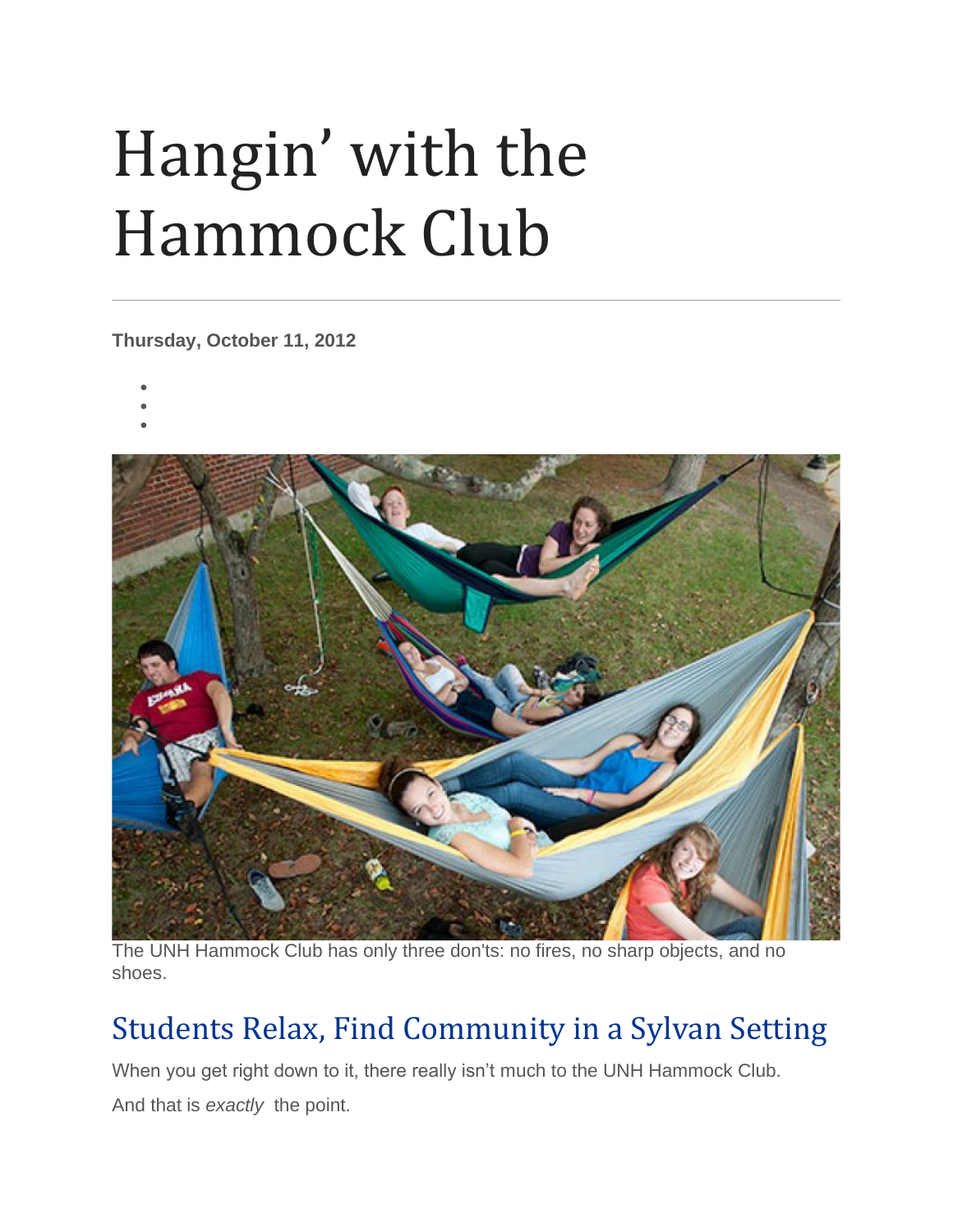# Hangin' with the Hammock Club

Thursday, October 11, 2012

The UNH Hammock Club has only three don'ts: no fires, no sharp objects, and no shoes.

## Students Relax, Find Community in a Sylvan Setting

When you get right down to it, there really isn't much to the UNH Hammock Club.

And that is *exactly* the point.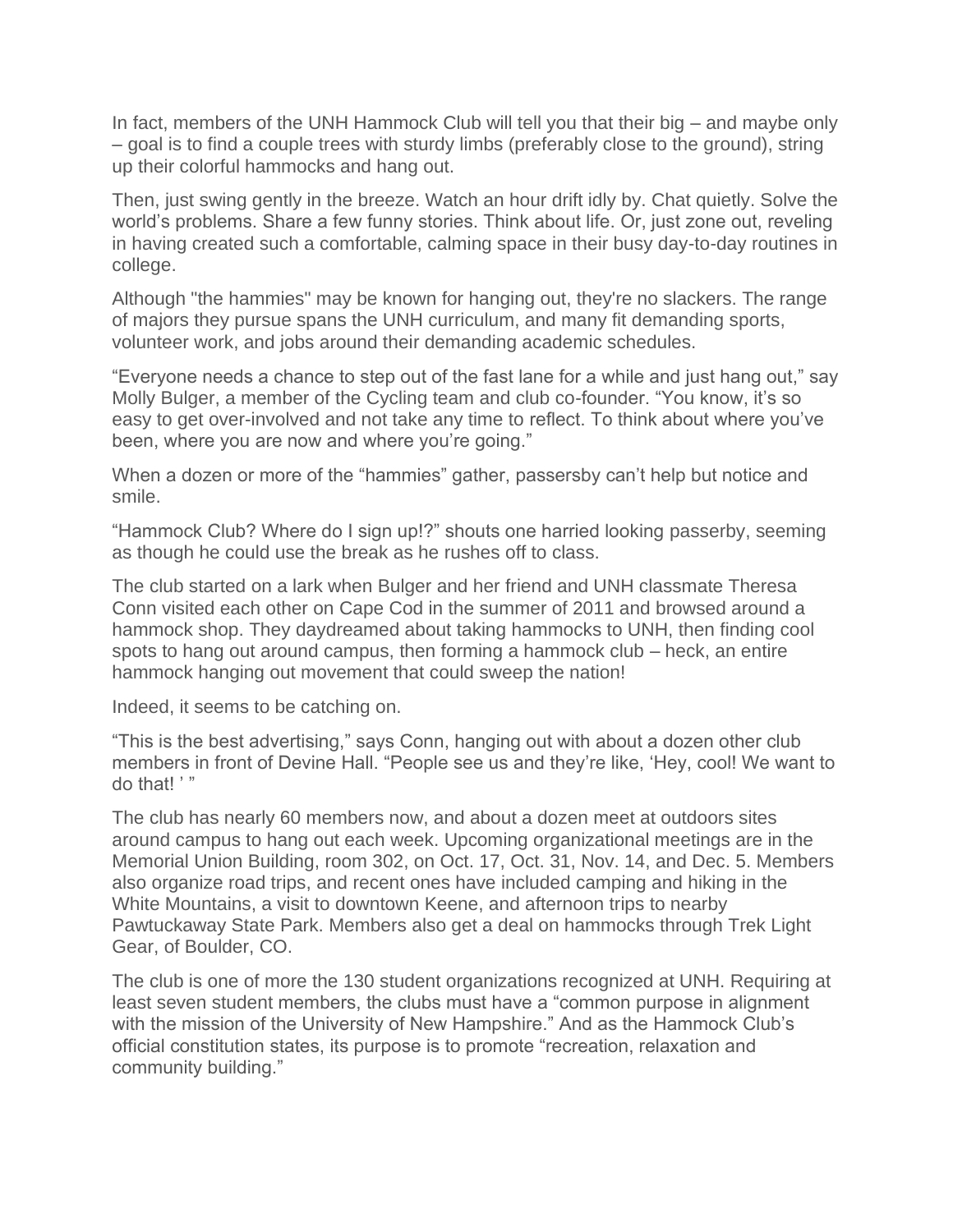In fact, members of the UNH Hammock Club will tell you that their big – and maybe only – goal is to find a couple trees with sturdy limbs (preferably close to the ground), string up their colorful hammocks and hang out.

Then, just swing gently in the breeze. Watch an hour drift idly by. Chat quietly. Solve the world's problems. Share a few funny stories. Think about life. Or, just zone out, reveling in having created such a comfortable, calming space in their busy day-to-day routines in college.

Although "the hammies" may be known for hanging out, they're no slackers. The range of majors they pursue spans the UNH curriculum, and many fit demanding sports, volunteer work, and jobs around their demanding academic schedules.

"Everyone needs a chance to step out of the fast lane for a while and just hang out," say Molly Bulger, a member of the Cycling team and club co-founder. "You know, it's so easy to get over-involved and not take any time to reflect. To think about where you've been, where you are now and where you're going."

When a dozen or more of the "hammies" gather, passersby can't help but notice and smile.

"Hammock Club? Where do I sign up!?" shouts one harried looking passerby, seeming as though he could use the break as he rushes off to class.

The club started on a lark when Bulger and her friend and UNH classmate Theresa Conn visited each other on Cape Cod in the summer of 2011 and browsed around a hammock shop. They daydreamed about taking hammocks to UNH, then finding cool spots to hang out around campus, then forming a hammock club – heck, an entire hammock hanging out movement that could sweep the nation!

Indeed, it seems to be catching on.

"This is the best advertising," says Conn, hanging out with about a dozen other club members in front of Devine Hall. "People see us and they're like, 'Hey, cool! We want to do that! ' "

The club has nearly 60 members now, and about a dozen meet at outdoors sites around campus to hang out each week. Upcoming organizational meetings are in the Memorial Union Building, room 302, on Oct. 17, Oct. 31, Nov. 14, and Dec. 5. Members also organize road trips, and recent ones have included camping and hiking in the White Mountains, a visit to downtown Keene, and afternoon trips to nearby Pawtuckaway State Park. Members also get a deal on hammocks through Trek Light Gear, of Boulder, CO.

The club is one of more the 130 student organizations recognized at UNH. Requiring at least seven student members, the clubs must have a "common purpose in alignment with the mission of the University of New Hampshire." And as the Hammock Club's official constitution states, its purpose is to promote "recreation, relaxation and community building."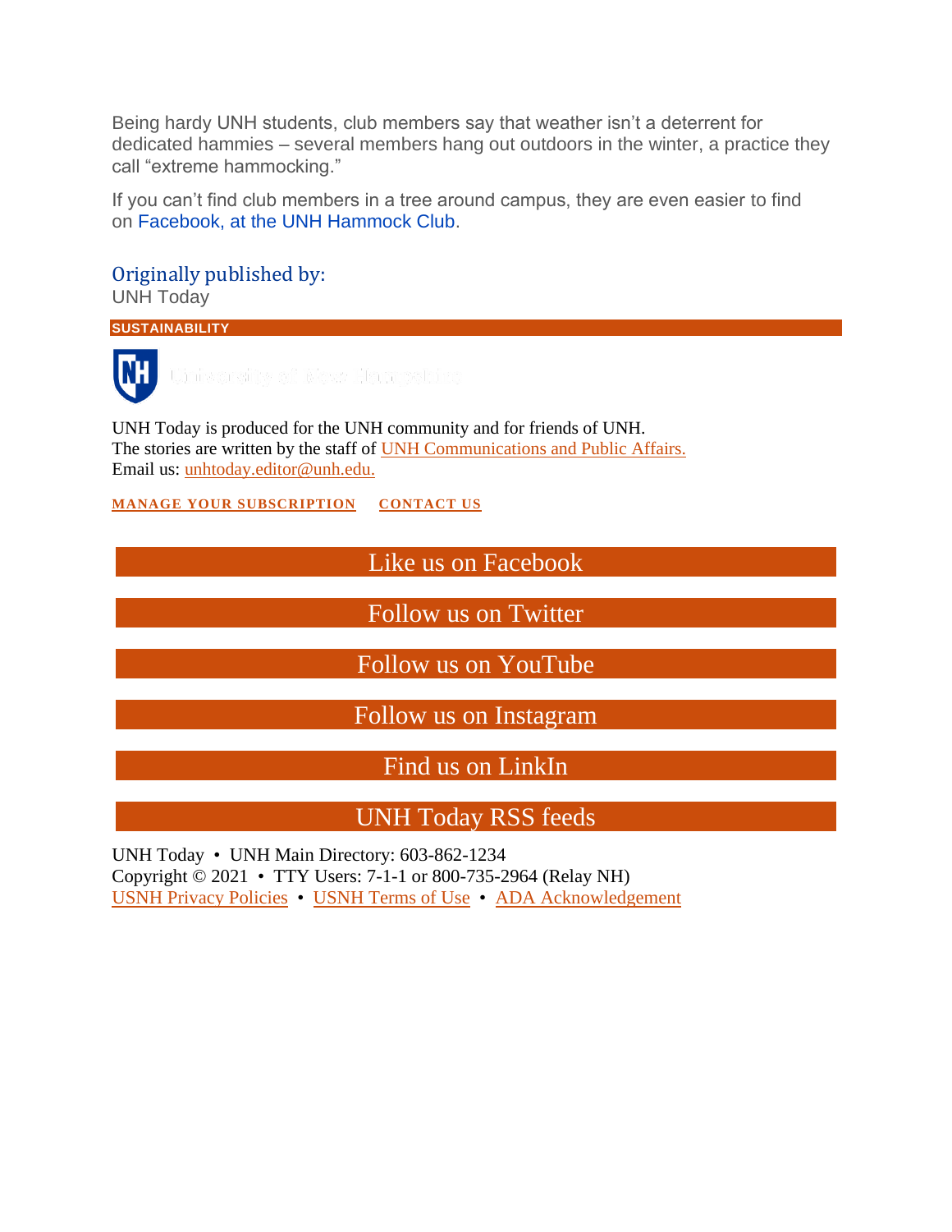Being hardy UNH students, club members say that weather isn't a deterrent for dedicated hammies – several members hang out outdoors in the winter, a practice they call "extreme hammocking."

If you can't find club members in a tree around campus, they are even easier to find on Facebook, at the UNH Hammock Club.

### Originally published by:

UNH Today

**SUSTAINABILITY**

UNH Today is produced for the UNH community and for friends of UNH.
The stories are written by the staff of UNH Communications and Public Affairs.
Email us: unhtoday.editor@unh.edu.

**MANAGE YOUR SUBSCRIPTION** **CONTACT US**

Like us on Facebook

Follow us on Twitter

Follow us on YouTube

Follow us on Instagram

Find us on LinkIn

UNH Today RSS feeds

UNH Today • UNH Main Directory: 603-862-1234
Copyright © 2021 • TTY Users: 7-1-1 or 800-735-2964 (Relay NH)
USNH Privacy Policies • USNH Terms of Use • ADA Acknowledgement